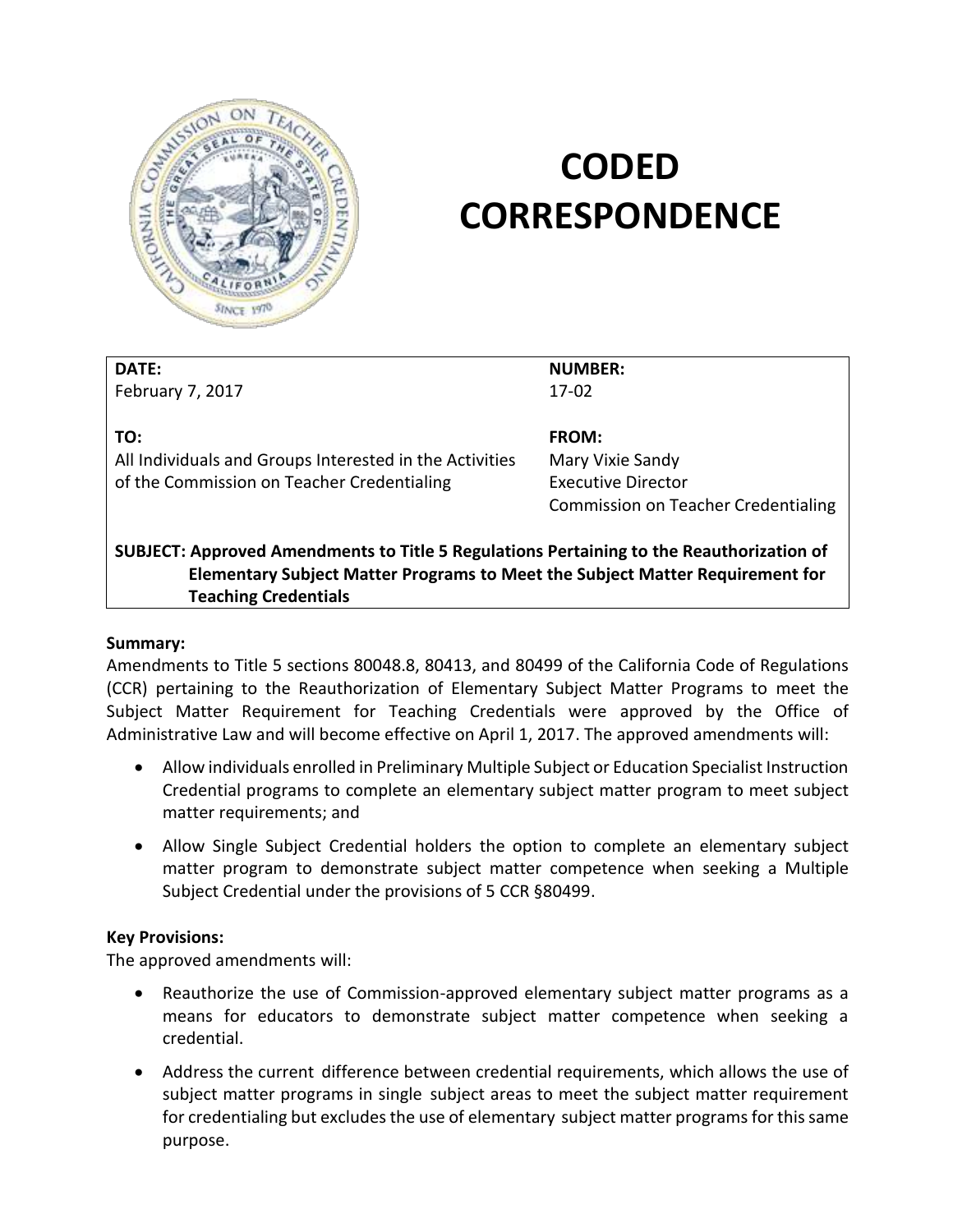# CODED CORRESPONDENCE

| DATE: | NUMBER: |
|---|---|
| February 7, 2017 | 17-02 |
| **TO:** | **FROM:** |
| All Individuals and Groups Interested in the Activities of the Commission on Teacher Credentialing | Mary Vixie Sandy<br>Executive Director<br>Commission on Teacher Credentialing |

**SUBJECT: Approved Amendments to Title 5 Regulations Pertaining to the Reauthorization of Elementary Subject Matter Programs to Meet the Subject Matter Requirement for Teaching Credentials**

**Summary:**

Amendments to Title 5 sections 80048.8, 80413, and 80499 of the California Code of Regulations (CCR) pertaining to the Reauthorization of Elementary Subject Matter Programs to meet the Subject Matter Requirement for Teaching Credentials were approved by the Office of Administrative Law and will become effective on April 1, 2017. The approved amendments will:

- Allow individuals enrolled in Preliminary Multiple Subject or Education Specialist Instruction Credential programs to complete an elementary subject matter program to meet subject matter requirements; and
- Allow Single Subject Credential holders the option to complete an elementary subject matter program to demonstrate subject matter competence when seeking a Multiple Subject Credential under the provisions of 5 CCR §80499.

**Key Provisions:**

The approved amendments will:

- Reauthorize the use of Commission-approved elementary subject matter programs as a means for educators to demonstrate subject matter competence when seeking a credential.
- Address the current difference between credential requirements, which allows the use of subject matter programs in single subject areas to meet the subject matter requirement for credentialing but excludes the use of elementary subject matter programs for this same purpose.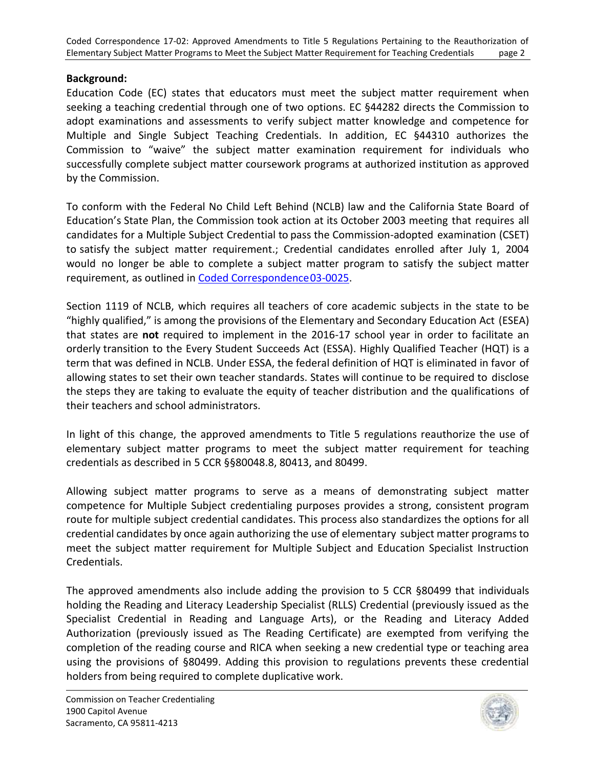**Background:**

Education Code (EC) states that educators must meet the subject matter requirement when seeking a teaching credential through one of two options. EC §44282 directs the Commission to adopt examinations and assessments to verify subject matter knowledge and competence for Multiple and Single Subject Teaching Credentials. In addition, EC §44310 authorizes the Commission to "waive" the subject matter examination requirement for individuals who successfully complete subject matter coursework programs at authorized institution as approved by the Commission.

To conform with the Federal No Child Left Behind (NCLB) law and the California State Board of Education's State Plan, the Commission took action at its October 2003 meeting that requires all candidates for a Multiple Subject Credential to pass the Commission-adopted examination (CSET) to satisfy the subject matter requirement.; Credential candidates enrolled after July 1, 2004 would no longer be able to complete a subject matter program to satisfy the subject matter requirement, as outlined in Coded Correspondence 03-0025.

Section 1119 of NCLB, which requires all teachers of core academic subjects in the state to be "highly qualified," is among the provisions of the Elementary and Secondary Education Act (ESEA) that states are **not** required to implement in the 2016-17 school year in order to facilitate an orderly transition to the Every Student Succeeds Act (ESSA). Highly Qualified Teacher (HQT) is a term that was defined in NCLB. Under ESSA, the federal definition of HQT is eliminated in favor of allowing states to set their own teacher standards. States will continue to be required to disclose the steps they are taking to evaluate the equity of teacher distribution and the qualifications of their teachers and school administrators.

In light of this change, the approved amendments to Title 5 regulations reauthorize the use of elementary subject matter programs to meet the subject matter requirement for teaching credentials as described in 5 CCR §§80048.8, 80413, and 80499.

Allowing subject matter programs to serve as a means of demonstrating subject matter competence for Multiple Subject credentialing purposes provides a strong, consistent program route for multiple subject credential candidates. This process also standardizes the options for all credential candidates by once again authorizing the use of elementary subject matter programs to meet the subject matter requirement for Multiple Subject and Education Specialist Instruction Credentials.

The approved amendments also include adding the provision to 5 CCR §80499 that individuals holding the Reading and Literacy Leadership Specialist (RLLS) Credential (previously issued as the Specialist Credential in Reading and Language Arts), or the Reading and Literacy Added Authorization (previously issued as The Reading Certificate) are exempted from verifying the completion of the reading course and RICA when seeking a new credential type or teaching area using the provisions of §80499. Adding this provision to regulations prevents these credential holders from being required to complete duplicative work.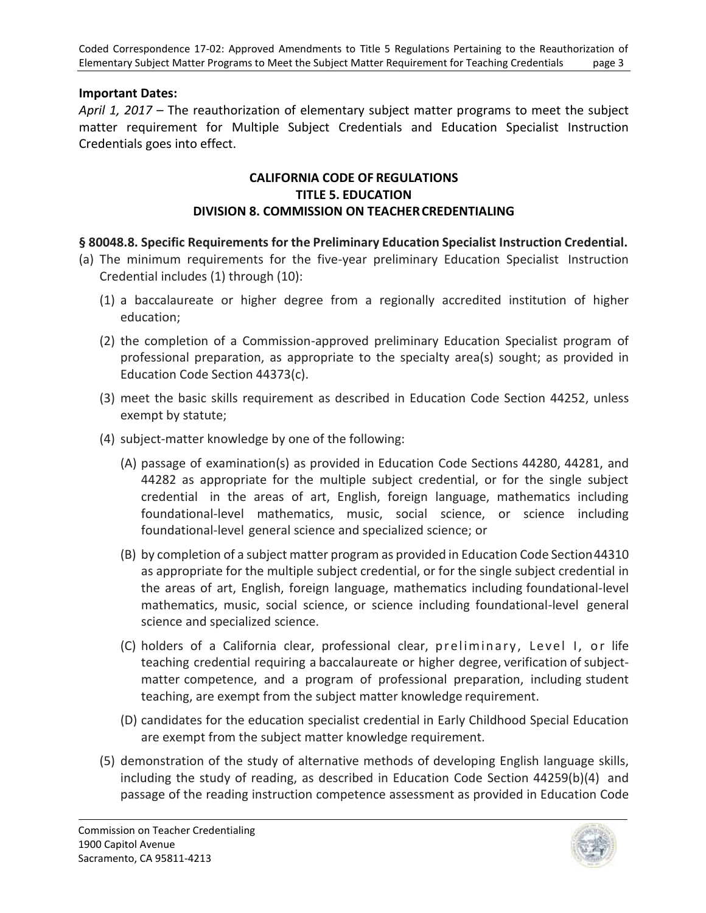**Important Dates:**

*April 1, 2017* – The reauthorization of elementary subject matter programs to meet the subject matter requirement for Multiple Subject Credentials and Education Specialist Instruction Credentials goes into effect.

**CALIFORNIA CODE OF REGULATIONS**
**TITLE 5. EDUCATION**
**DIVISION 8. COMMISSION ON TEACHER CREDENTIALING**

**§ 80048.8. Specific Requirements for the Preliminary Education Specialist Instruction Credential.**

(a) The minimum requirements for the five-year preliminary Education Specialist Instruction Credential includes (1) through (10):

(1) a baccalaureate or higher degree from a regionally accredited institution of higher education;

(2) the completion of a Commission-approved preliminary Education Specialist program of professional preparation, as appropriate to the specialty area(s) sought; as provided in Education Code Section 44373(c).

(3) meet the basic skills requirement as described in Education Code Section 44252, unless exempt by statute;

(4) subject-matter knowledge by one of the following:

(A) passage of examination(s) as provided in Education Code Sections 44280, 44281, and 44282 as appropriate for the multiple subject credential, or for the single subject credential in the areas of art, English, foreign language, mathematics including foundational-level mathematics, music, social science, or science including foundational-level general science and specialized science; or

(B) by completion of a subject matter program as provided in Education Code Section 44310 as appropriate for the multiple subject credential, or for the single subject credential in the areas of art, English, foreign language, mathematics including foundational-level mathematics, music, social science, or science including foundational-level general science and specialized science.

(C) holders of a California clear, professional clear, preliminary, Level I, or life teaching credential requiring a baccalaureate or higher degree, verification of subject-matter competence, and a program of professional preparation, including student teaching, are exempt from the subject matter knowledge requirement.

(D) candidates for the education specialist credential in Early Childhood Special Education are exempt from the subject matter knowledge requirement.

(5) demonstration of the study of alternative methods of developing English language skills, including the study of reading, as described in Education Code Section 44259(b)(4) and passage of the reading instruction competence assessment as provided in Education Code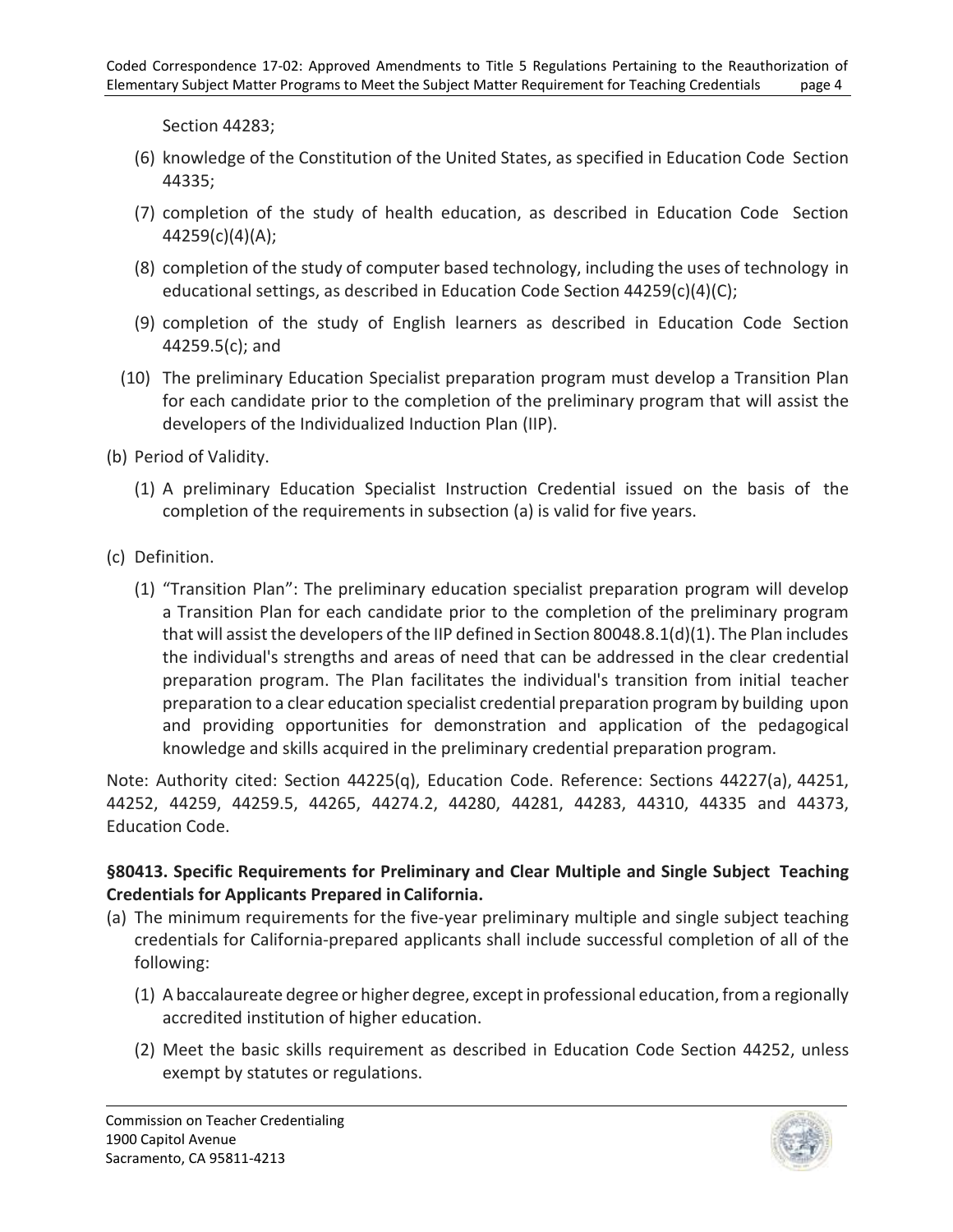Section 44283;

(6) knowledge of the Constitution of the United States, as specified in Education Code Section 44335;

(7) completion of the study of health education, as described in Education Code Section 44259(c)(4)(A);

(8) completion of the study of computer based technology, including the uses of technology in educational settings, as described in Education Code Section 44259(c)(4)(C);

(9) completion of the study of English learners as described in Education Code Section 44259.5(c); and

(10) The preliminary Education Specialist preparation program must develop a Transition Plan for each candidate prior to the completion of the preliminary program that will assist the developers of the Individualized Induction Plan (IIP).

(b) Period of Validity.

(1) A preliminary Education Specialist Instruction Credential issued on the basis of the completion of the requirements in subsection (a) is valid for five years.

(c) Definition.

(1) "Transition Plan": The preliminary education specialist preparation program will develop a Transition Plan for each candidate prior to the completion of the preliminary program that will assist the developers of the IIP defined in Section 80048.8.1(d)(1). The Plan includes the individual's strengths and areas of need that can be addressed in the clear credential preparation program. The Plan facilitates the individual's transition from initial teacher preparation to a clear education specialist credential preparation program by building upon and providing opportunities for demonstration and application of the pedagogical knowledge and skills acquired in the preliminary credential preparation program.

Note: Authority cited: Section 44225(q), Education Code. Reference: Sections 44227(a), 44251, 44252, 44259, 44259.5, 44265, 44274.2, 44280, 44281, 44283, 44310, 44335 and 44373, Education Code.

**§80413. Specific Requirements for Preliminary and Clear Multiple and Single Subject Teaching Credentials for Applicants Prepared in California.**

(a) The minimum requirements for the five-year preliminary multiple and single subject teaching credentials for California-prepared applicants shall include successful completion of all of the following:

(1) A baccalaureate degree or higher degree, except in professional education, from a regionally accredited institution of higher education.

(2) Meet the basic skills requirement as described in Education Code Section 44252, unless exempt by statutes or regulations.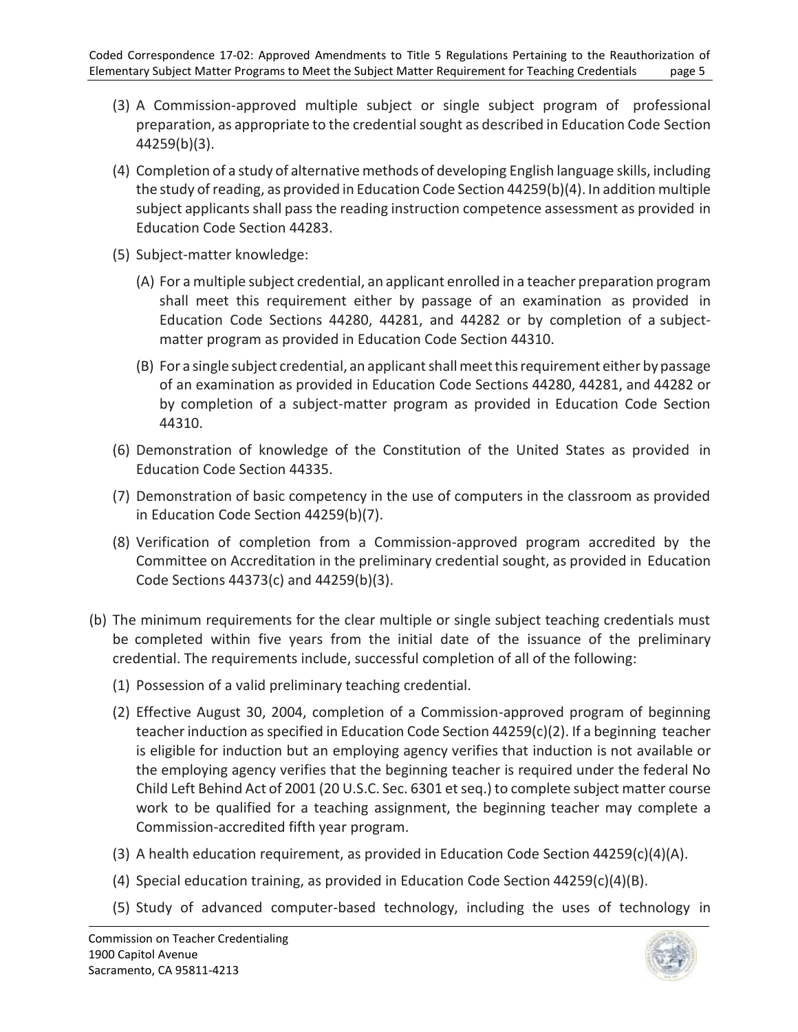(3) A Commission-approved multiple subject or single subject program of professional preparation, as appropriate to the credential sought as described in Education Code Section 44259(b)(3).

(4) Completion of a study of alternative methods of developing English language skills, including the study of reading, as provided in Education Code Section 44259(b)(4). In addition multiple subject applicants shall pass the reading instruction competence assessment as provided in Education Code Section 44283.

(5) Subject-matter knowledge:

(A) For a multiple subject credential, an applicant enrolled in a teacher preparation program shall meet this requirement either by passage of an examination as provided in Education Code Sections 44280, 44281, and 44282 or by completion of a subject-matter program as provided in Education Code Section 44310.

(B) For a single subject credential, an applicant shall meet this requirement either by passage of an examination as provided in Education Code Sections 44280, 44281, and 44282 or by completion of a subject-matter program as provided in Education Code Section 44310.

(6) Demonstration of knowledge of the Constitution of the United States as provided in Education Code Section 44335.

(7) Demonstration of basic competency in the use of computers in the classroom as provided in Education Code Section 44259(b)(7).

(8) Verification of completion from a Commission-approved program accredited by the Committee on Accreditation in the preliminary credential sought, as provided in Education Code Sections 44373(c) and 44259(b)(3).

(b) The minimum requirements for the clear multiple or single subject teaching credentials must be completed within five years from the initial date of the issuance of the preliminary credential. The requirements include, successful completion of all of the following:

(1) Possession of a valid preliminary teaching credential.

(2) Effective August 30, 2004, completion of a Commission-approved program of beginning teacher induction as specified in Education Code Section 44259(c)(2). If a beginning teacher is eligible for induction but an employing agency verifies that induction is not available or the employing agency verifies that the beginning teacher is required under the federal No Child Left Behind Act of 2001 (20 U.S.C. Sec. 6301 et seq.) to complete subject matter course work to be qualified for a teaching assignment, the beginning teacher may complete a Commission-accredited fifth year program.

(3) A health education requirement, as provided in Education Code Section 44259(c)(4)(A).

(4) Special education training, as provided in Education Code Section 44259(c)(4)(B).

(5) Study of advanced computer-based technology, including the uses of technology in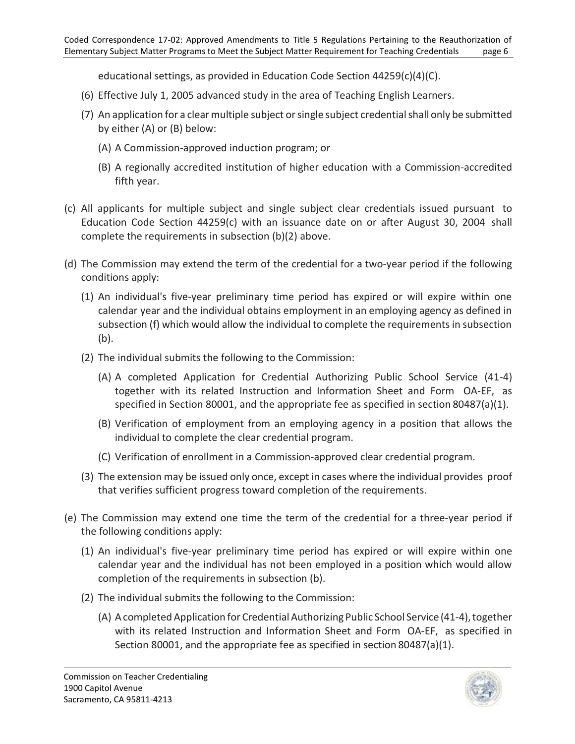educational settings, as provided in Education Code Section 44259(c)(4)(C).

(6) Effective July 1, 2005 advanced study in the area of Teaching English Learners.

(7) An application for a clear multiple subject or single subject credential shall only be submitted by either (A) or (B) below:

(A) A Commission-approved induction program; or

(B) A regionally accredited institution of higher education with a Commission-accredited fifth year.

(c) All applicants for multiple subject and single subject clear credentials issued pursuant to Education Code Section 44259(c) with an issuance date on or after August 30, 2004 shall complete the requirements in subsection (b)(2) above.

(d) The Commission may extend the term of the credential for a two-year period if the following conditions apply:

(1) An individual's five-year preliminary time period has expired or will expire within one calendar year and the individual obtains employment in an employing agency as defined in subsection (f) which would allow the individual to complete the requirements in subsection (b).

(2) The individual submits the following to the Commission:

(A) A completed Application for Credential Authorizing Public School Service (41-4) together with its related Instruction and Information Sheet and Form OA-EF, as specified in Section 80001, and the appropriate fee as specified in section 80487(a)(1).

(B) Verification of employment from an employing agency in a position that allows the individual to complete the clear credential program.

(C) Verification of enrollment in a Commission-approved clear credential program.

(3) The extension may be issued only once, except in cases where the individual provides proof that verifies sufficient progress toward completion of the requirements.

(e) The Commission may extend one time the term of the credential for a three-year period if the following conditions apply:

(1) An individual's five-year preliminary time period has expired or will expire within one calendar year and the individual has not been employed in a position which would allow completion of the requirements in subsection (b).

(2) The individual submits the following to the Commission:

(A) A completed Application for Credential Authorizing Public School Service (41-4), together with its related Instruction and Information Sheet and Form OA-EF, as specified in Section 80001, and the appropriate fee as specified in section 80487(a)(1).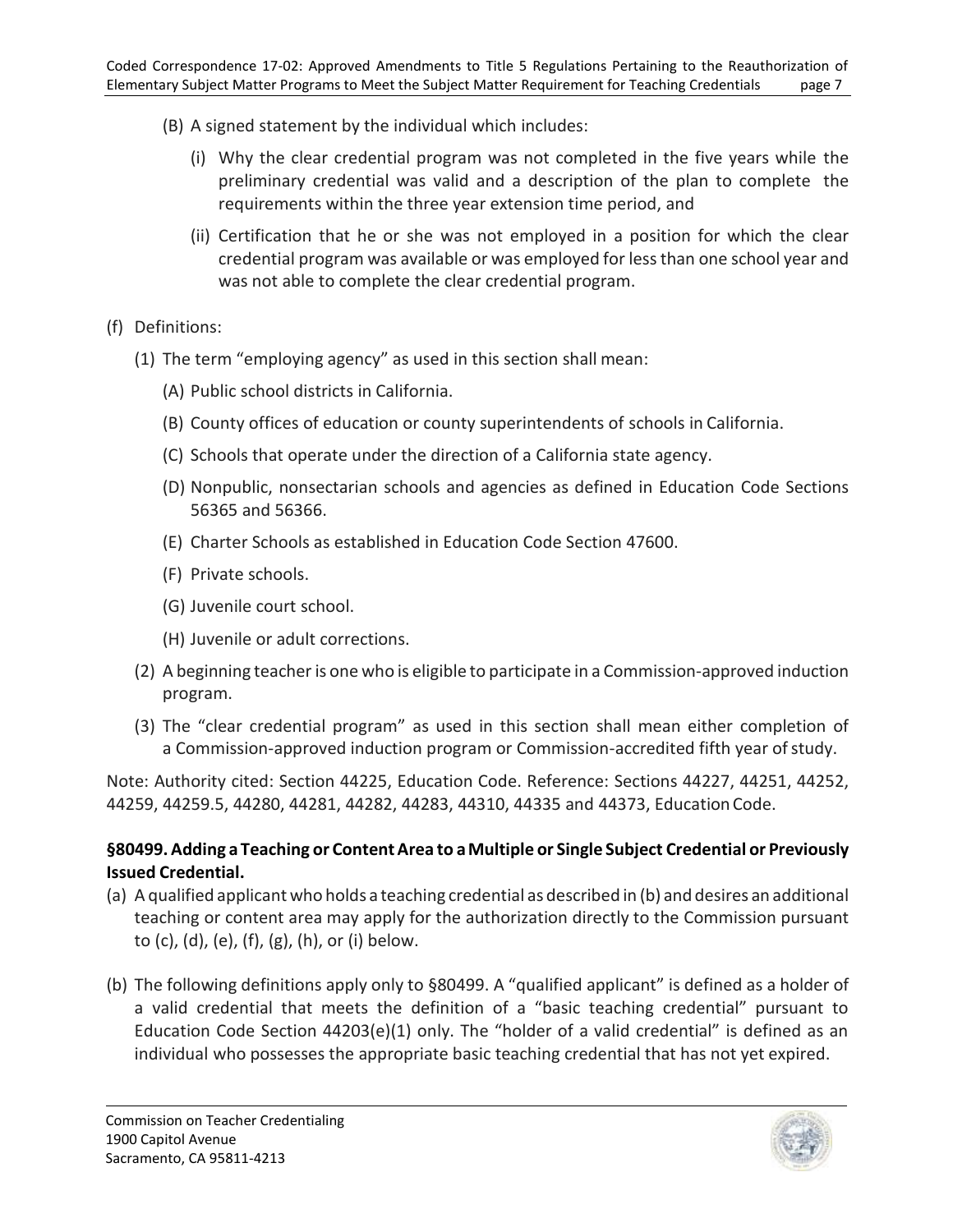(B) A signed statement by the individual which includes:

(i) Why the clear credential program was not completed in the five years while the preliminary credential was valid and a description of the plan to complete the requirements within the three year extension time period, and

(ii) Certification that he or she was not employed in a position for which the clear credential program was available or was employed for less than one school year and was not able to complete the clear credential program.

(f) Definitions:

(1) The term "employing agency" as used in this section shall mean:

(A) Public school districts in California.

(B) County offices of education or county superintendents of schools in California.

(C) Schools that operate under the direction of a California state agency.

(D) Nonpublic, nonsectarian schools and agencies as defined in Education Code Sections 56365 and 56366.

(E) Charter Schools as established in Education Code Section 47600.

(F) Private schools.

(G) Juvenile court school.

(H) Juvenile or adult corrections.

(2) A beginning teacher is one who is eligible to participate in a Commission-approved induction program.

(3) The "clear credential program" as used in this section shall mean either completion of a Commission-approved induction program or Commission-accredited fifth year of study.

Note: Authority cited: Section 44225, Education Code. Reference: Sections 44227, 44251, 44252, 44259, 44259.5, 44280, 44281, 44282, 44283, 44310, 44335 and 44373, Education Code.

**§80499. Adding a Teaching or Content Area to a Multiple or Single Subject Credential or Previously Issued Credential.**

(a) A qualified applicant who holds a teaching credential as described in (b) and desires an additional teaching or content area may apply for the authorization directly to the Commission pursuant to (c), (d), (e), (f), (g), (h), or (i) below.

(b) The following definitions apply only to §80499. A "qualified applicant" is defined as a holder of a valid credential that meets the definition of a "basic teaching credential" pursuant to Education Code Section 44203(e)(1) only. The "holder of a valid credential" is defined as an individual who possesses the appropriate basic teaching credential that has not yet expired.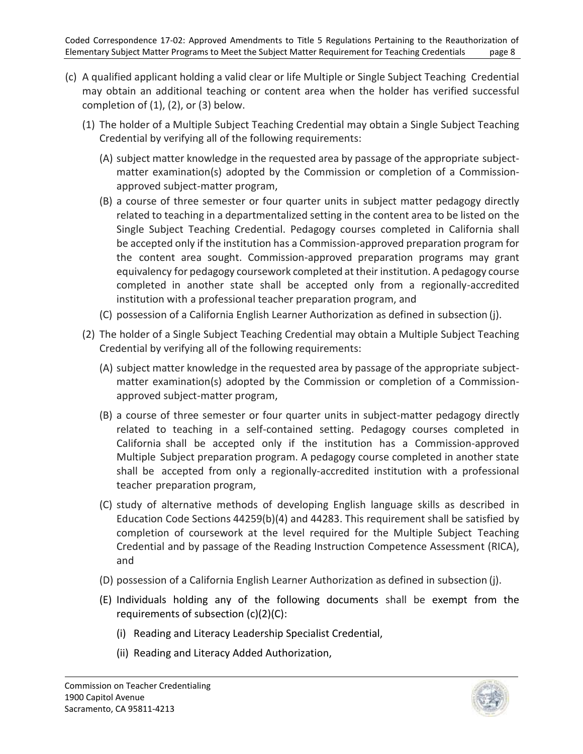(c) A qualified applicant holding a valid clear or life Multiple or Single Subject Teaching Credential may obtain an additional teaching or content area when the holder has verified successful completion of (1), (2), or (3) below.

(1) The holder of a Multiple Subject Teaching Credential may obtain a Single Subject Teaching Credential by verifying all of the following requirements:

(A) subject matter knowledge in the requested area by passage of the appropriate subject-matter examination(s) adopted by the Commission or completion of a Commission-approved subject-matter program,

(B) a course of three semester or four quarter units in subject matter pedagogy directly related to teaching in a departmentalized setting in the content area to be listed on the Single Subject Teaching Credential. Pedagogy courses completed in California shall be accepted only if the institution has a Commission-approved preparation program for the content area sought. Commission-approved preparation programs may grant equivalency for pedagogy coursework completed at their institution. A pedagogy course completed in another state shall be accepted only from a regionally-accredited institution with a professional teacher preparation program, and

(C) possession of a California English Learner Authorization as defined in subsection (j).

(2) The holder of a Single Subject Teaching Credential may obtain a Multiple Subject Teaching Credential by verifying all of the following requirements:

(A) subject matter knowledge in the requested area by passage of the appropriate subject-matter examination(s) adopted by the Commission or completion of a Commission-approved subject-matter program,

(B) a course of three semester or four quarter units in subject-matter pedagogy directly related to teaching in a self-contained setting. Pedagogy courses completed in California shall be accepted only if the institution has a Commission-approved Multiple Subject preparation program. A pedagogy course completed in another state shall be accepted from only a regionally-accredited institution with a professional teacher preparation program,

(C) study of alternative methods of developing English language skills as described in Education Code Sections 44259(b)(4) and 44283. This requirement shall be satisfied by completion of coursework at the level required for the Multiple Subject Teaching Credential and by passage of the Reading Instruction Competence Assessment (RICA), and

(D) possession of a California English Learner Authorization as defined in subsection (j).

(E) Individuals holding any of the following documents shall be exempt from the requirements of subsection (c)(2)(C):

(i) Reading and Literacy Leadership Specialist Credential,

(ii) Reading and Literacy Added Authorization,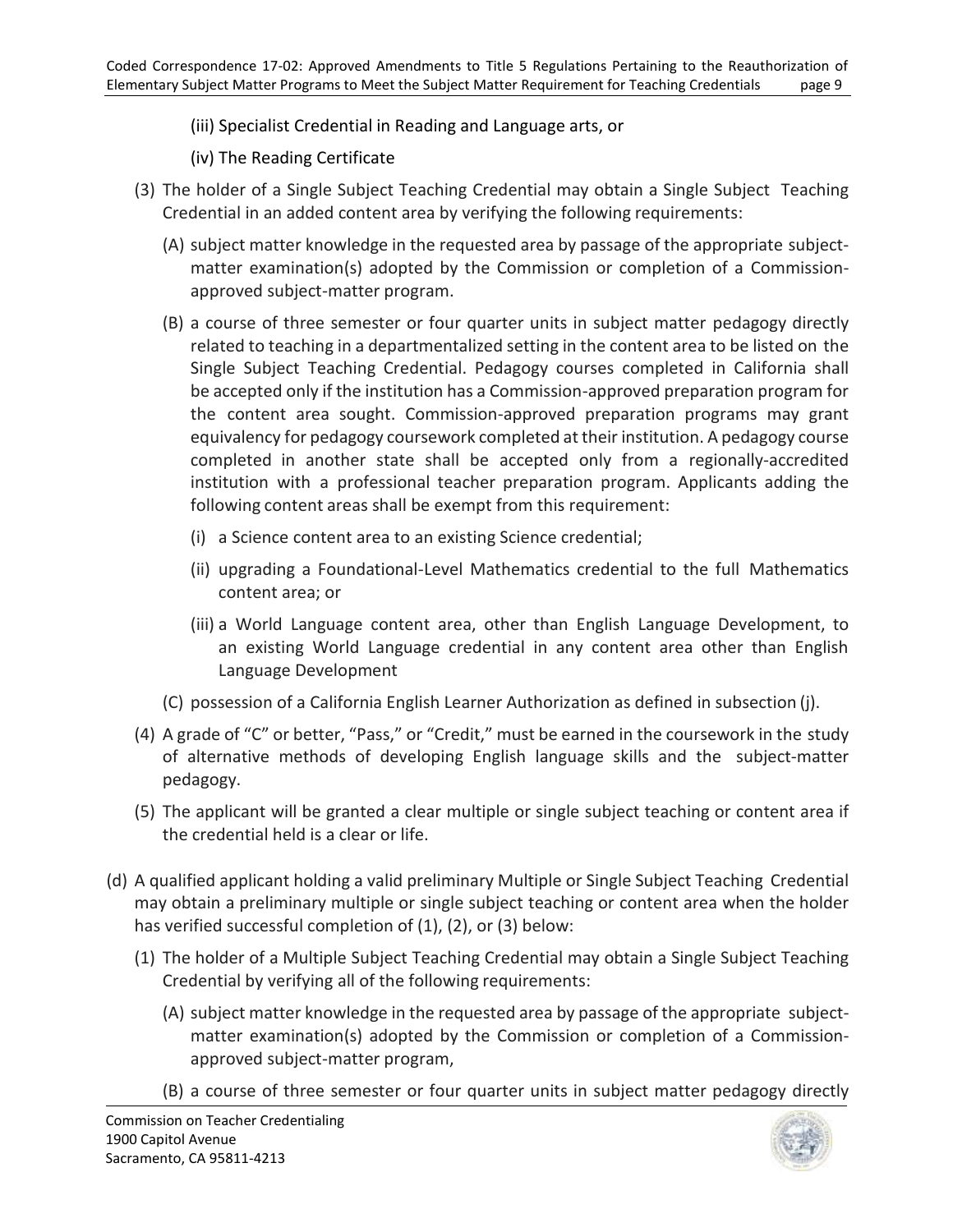(iii) Specialist Credential in Reading and Language arts, or

(iv) The Reading Certificate

(3) The holder of a Single Subject Teaching Credential may obtain a Single Subject Teaching Credential in an added content area by verifying the following requirements:

(A) subject matter knowledge in the requested area by passage of the appropriate subject-matter examination(s) adopted by the Commission or completion of a Commission-approved subject-matter program.

(B) a course of three semester or four quarter units in subject matter pedagogy directly related to teaching in a departmentalized setting in the content area to be listed on the Single Subject Teaching Credential. Pedagogy courses completed in California shall be accepted only if the institution has a Commission-approved preparation program for the content area sought. Commission-approved preparation programs may grant equivalency for pedagogy coursework completed at their institution. A pedagogy course completed in another state shall be accepted only from a regionally-accredited institution with a professional teacher preparation program. Applicants adding the following content areas shall be exempt from this requirement:

(i) a Science content area to an existing Science credential;

(ii) upgrading a Foundational-Level Mathematics credential to the full Mathematics content area; or

(iii) a World Language content area, other than English Language Development, to an existing World Language credential in any content area other than English Language Development

(C) possession of a California English Learner Authorization as defined in subsection (j).

(4) A grade of "C" or better, "Pass," or "Credit," must be earned in the coursework in the study of alternative methods of developing English language skills and the subject-matter pedagogy.

(5) The applicant will be granted a clear multiple or single subject teaching or content area if the credential held is a clear or life.

(d) A qualified applicant holding a valid preliminary Multiple or Single Subject Teaching Credential may obtain a preliminary multiple or single subject teaching or content area when the holder has verified successful completion of (1), (2), or (3) below:

(1) The holder of a Multiple Subject Teaching Credential may obtain a Single Subject Teaching Credential by verifying all of the following requirements:

(A) subject matter knowledge in the requested area by passage of the appropriate subject-matter examination(s) adopted by the Commission or completion of a Commission-approved subject-matter program,

(B) a course of three semester or four quarter units in subject matter pedagogy directly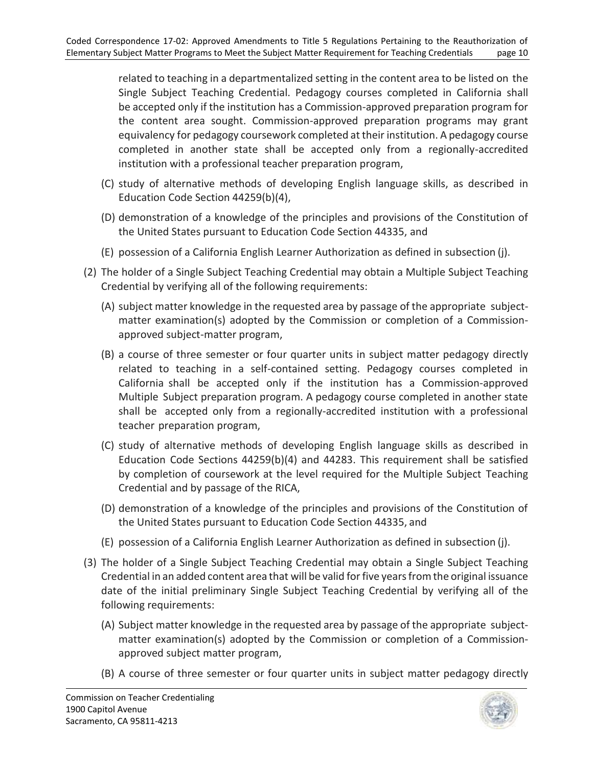related to teaching in a departmentalized setting in the content area to be listed on the Single Subject Teaching Credential. Pedagogy courses completed in California shall be accepted only if the institution has a Commission-approved preparation program for the content area sought. Commission-approved preparation programs may grant equivalency for pedagogy coursework completed at their institution. A pedagogy course completed in another state shall be accepted only from a regionally-accredited institution with a professional teacher preparation program,

(C) study of alternative methods of developing English language skills, as described in Education Code Section 44259(b)(4),

(D) demonstration of a knowledge of the principles and provisions of the Constitution of the United States pursuant to Education Code Section 44335, and

(E) possession of a California English Learner Authorization as defined in subsection (j).

(2) The holder of a Single Subject Teaching Credential may obtain a Multiple Subject Teaching Credential by verifying all of the following requirements:

(A) subject matter knowledge in the requested area by passage of the appropriate subject-matter examination(s) adopted by the Commission or completion of a Commission-approved subject-matter program,

(B) a course of three semester or four quarter units in subject matter pedagogy directly related to teaching in a self-contained setting. Pedagogy courses completed in California shall be accepted only if the institution has a Commission-approved Multiple Subject preparation program. A pedagogy course completed in another state shall be accepted only from a regionally-accredited institution with a professional teacher preparation program,

(C) study of alternative methods of developing English language skills as described in Education Code Sections 44259(b)(4) and 44283. This requirement shall be satisfied by completion of coursework at the level required for the Multiple Subject Teaching Credential and by passage of the RICA,

(D) demonstration of a knowledge of the principles and provisions of the Constitution of the United States pursuant to Education Code Section 44335, and

(E) possession of a California English Learner Authorization as defined in subsection (j).

(3) The holder of a Single Subject Teaching Credential may obtain a Single Subject Teaching Credential in an added content area that will be valid for five years from the original issuance date of the initial preliminary Single Subject Teaching Credential by verifying all of the following requirements:

(A) Subject matter knowledge in the requested area by passage of the appropriate subject-matter examination(s) adopted by the Commission or completion of a Commission-approved subject matter program,

(B) A course of three semester or four quarter units in subject matter pedagogy directly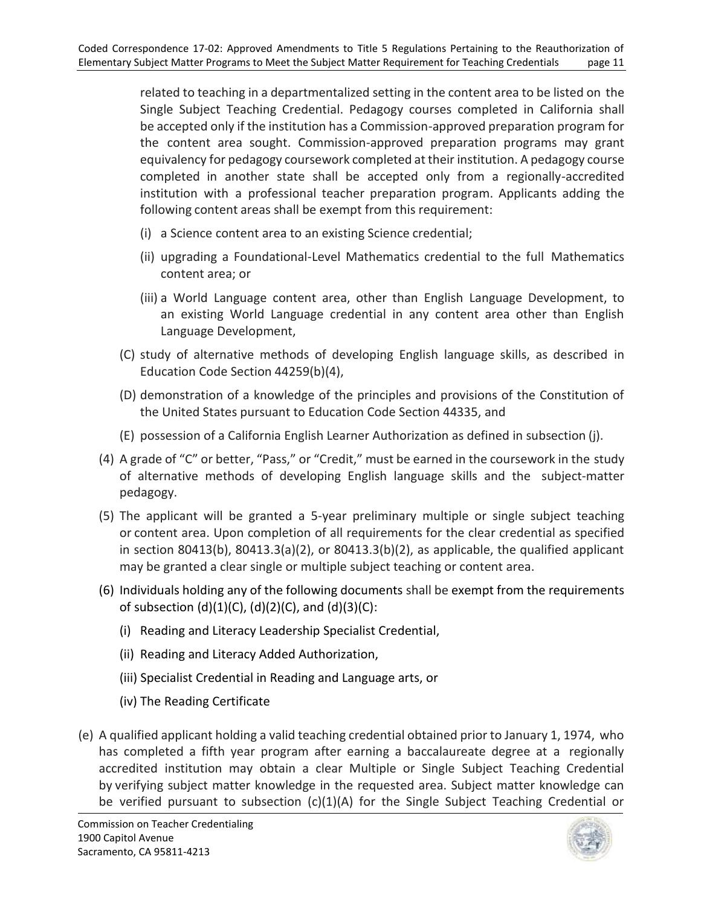related to teaching in a departmentalized setting in the content area to be listed on the Single Subject Teaching Credential. Pedagogy courses completed in California shall be accepted only if the institution has a Commission-approved preparation program for the content area sought. Commission-approved preparation programs may grant equivalency for pedagogy coursework completed at their institution. A pedagogy course completed in another state shall be accepted only from a regionally-accredited institution with a professional teacher preparation program. Applicants adding the following content areas shall be exempt from this requirement:

   (i) a Science content area to an existing Science credential;

   (ii) upgrading a Foundational-Level Mathematics credential to the full Mathematics content area; or

   (iii) a World Language content area, other than English Language Development, to an existing World Language credential in any content area other than English Language Development,

(C) study of alternative methods of developing English language skills, as described in Education Code Section 44259(b)(4),

(D) demonstration of a knowledge of the principles and provisions of the Constitution of the United States pursuant to Education Code Section 44335, and

(E) possession of a California English Learner Authorization as defined in subsection (j).

(4) A grade of "C" or better, "Pass," or "Credit," must be earned in the coursework in the study of alternative methods of developing English language skills and the subject-matter pedagogy.

(5) The applicant will be granted a 5-year preliminary multiple or single subject teaching or content area. Upon completion of all requirements for the clear credential as specified in section 80413(b), 80413.3(a)(2), or 80413.3(b)(2), as applicable, the qualified applicant may be granted a clear single or multiple subject teaching or content area.

(6) Individuals holding any of the following documents shall be exempt from the requirements of subsection (d)(1)(C), (d)(2)(C), and (d)(3)(C):

   (i) Reading and Literacy Leadership Specialist Credential,

   (ii) Reading and Literacy Added Authorization,

   (iii) Specialist Credential in Reading and Language arts, or

   (iv) The Reading Certificate

(e) A qualified applicant holding a valid teaching credential obtained prior to January 1, 1974, who has completed a fifth year program after earning a baccalaureate degree at a regionally accredited institution may obtain a clear Multiple or Single Subject Teaching Credential by verifying subject matter knowledge in the requested area. Subject matter knowledge can be verified pursuant to subsection (c)(1)(A) for the Single Subject Teaching Credential or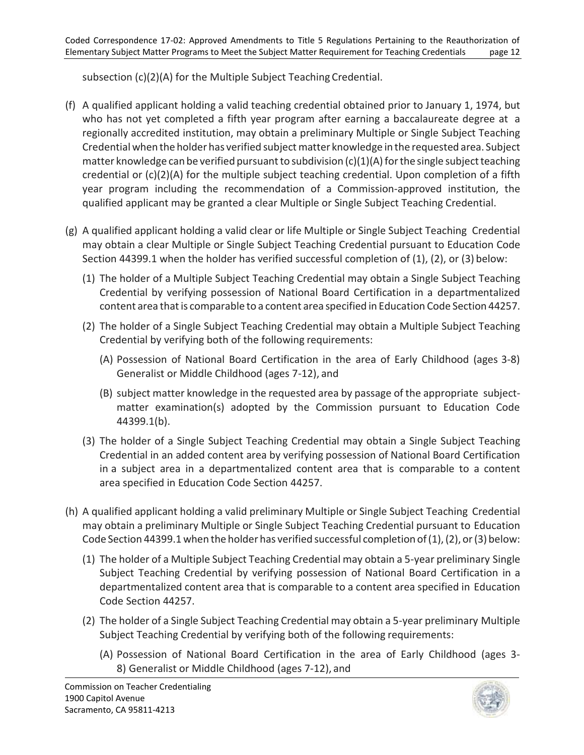subsection (c)(2)(A) for the Multiple Subject Teaching Credential.

(f) A qualified applicant holding a valid teaching credential obtained prior to January 1, 1974, but who has not yet completed a fifth year program after earning a baccalaureate degree at a regionally accredited institution, may obtain a preliminary Multiple or Single Subject Teaching Credential when the holder has verified subject matter knowledge in the requested area. Subject matter knowledge can be verified pursuant to subdivision (c)(1)(A) for the single subject teaching credential or (c)(2)(A) for the multiple subject teaching credential. Upon completion of a fifth year program including the recommendation of a Commission-approved institution, the qualified applicant may be granted a clear Multiple or Single Subject Teaching Credential.

(g) A qualified applicant holding a valid clear or life Multiple or Single Subject Teaching Credential may obtain a clear Multiple or Single Subject Teaching Credential pursuant to Education Code Section 44399.1 when the holder has verified successful completion of (1), (2), or (3) below:

   (1) The holder of a Multiple Subject Teaching Credential may obtain a Single Subject Teaching Credential by verifying possession of National Board Certification in a departmentalized content area that is comparable to a content area specified in Education Code Section 44257.

   (2) The holder of a Single Subject Teaching Credential may obtain a Multiple Subject Teaching Credential by verifying both of the following requirements:

      (A) Possession of National Board Certification in the area of Early Childhood (ages 3-8) Generalist or Middle Childhood (ages 7-12), and

      (B) subject matter knowledge in the requested area by passage of the appropriate subject-matter examination(s) adopted by the Commission pursuant to Education Code 44399.1(b).

   (3) The holder of a Single Subject Teaching Credential may obtain a Single Subject Teaching Credential in an added content area by verifying possession of National Board Certification in a subject area in a departmentalized content area that is comparable to a content area specified in Education Code Section 44257.

(h) A qualified applicant holding a valid preliminary Multiple or Single Subject Teaching Credential may obtain a preliminary Multiple or Single Subject Teaching Credential pursuant to Education Code Section 44399.1 when the holder has verified successful completion of (1), (2), or (3) below:

   (1) The holder of a Multiple Subject Teaching Credential may obtain a 5-year preliminary Single Subject Teaching Credential by verifying possession of National Board Certification in a departmentalized content area that is comparable to a content area specified in Education Code Section 44257.

   (2) The holder of a Single Subject Teaching Credential may obtain a 5-year preliminary Multiple Subject Teaching Credential by verifying both of the following requirements:

      (A) Possession of National Board Certification in the area of Early Childhood (ages 3-8) Generalist or Middle Childhood (ages 7-12), and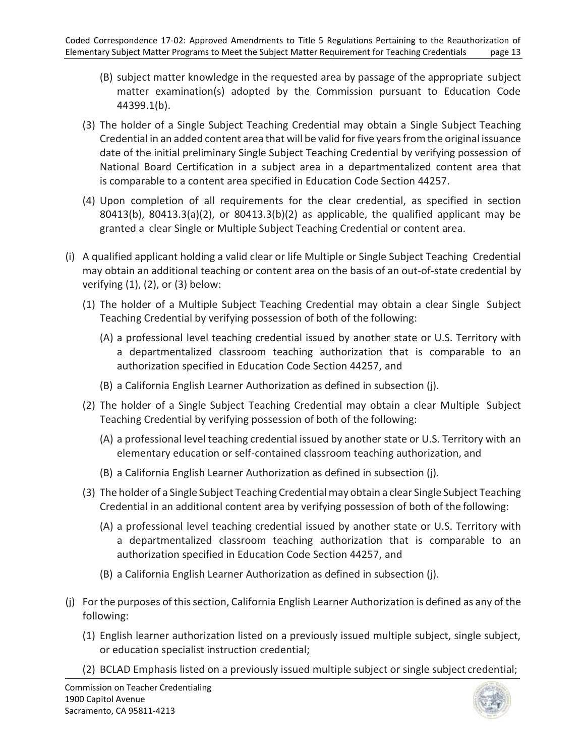(B) subject matter knowledge in the requested area by passage of the appropriate subject matter examination(s) adopted by the Commission pursuant to Education Code 44399.1(b).

(3) The holder of a Single Subject Teaching Credential may obtain a Single Subject Teaching Credential in an added content area that will be valid for five years from the original issuance date of the initial preliminary Single Subject Teaching Credential by verifying possession of National Board Certification in a subject area in a departmentalized content area that is comparable to a content area specified in Education Code Section 44257.

(4) Upon completion of all requirements for the clear credential, as specified in section 80413(b), 80413.3(a)(2), or 80413.3(b)(2) as applicable, the qualified applicant may be granted a clear Single or Multiple Subject Teaching Credential or content area.

(i) A qualified applicant holding a valid clear or life Multiple or Single Subject Teaching Credential may obtain an additional teaching or content area on the basis of an out-of-state credential by verifying (1), (2), or (3) below:

(1) The holder of a Multiple Subject Teaching Credential may obtain a clear Single Subject Teaching Credential by verifying possession of both of the following:

(A) a professional level teaching credential issued by another state or U.S. Territory with a departmentalized classroom teaching authorization that is comparable to an authorization specified in Education Code Section 44257, and

(B) a California English Learner Authorization as defined in subsection (j).

(2) The holder of a Single Subject Teaching Credential may obtain a clear Multiple Subject Teaching Credential by verifying possession of both of the following:

(A) a professional level teaching credential issued by another state or U.S. Territory with an elementary education or self-contained classroom teaching authorization, and

(B) a California English Learner Authorization as defined in subsection (j).

(3) The holder of a Single Subject Teaching Credential may obtain a clear Single Subject Teaching Credential in an additional content area by verifying possession of both of the following:

(A) a professional level teaching credential issued by another state or U.S. Territory with a departmentalized classroom teaching authorization that is comparable to an authorization specified in Education Code Section 44257, and

(B) a California English Learner Authorization as defined in subsection (j).

(j) For the purposes of this section, California English Learner Authorization is defined as any of the following:

(1) English learner authorization listed on a previously issued multiple subject, single subject, or education specialist instruction credential;

(2) BCLAD Emphasis listed on a previously issued multiple subject or single subject credential;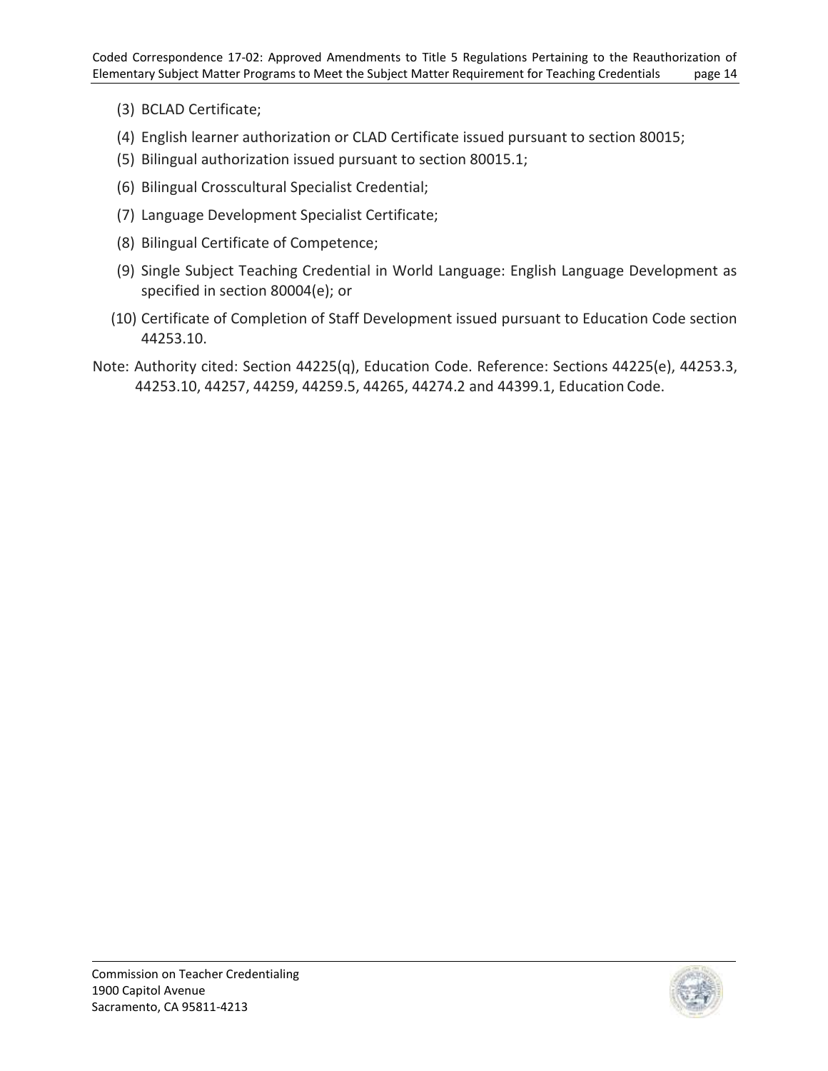(3) BCLAD Certificate;

(4) English learner authorization or CLAD Certificate issued pursuant to section 80015;

(5) Bilingual authorization issued pursuant to section 80015.1;

(6) Bilingual Crosscultural Specialist Credential;

(7) Language Development Specialist Certificate;

(8) Bilingual Certificate of Competence;

(9) Single Subject Teaching Credential in World Language: English Language Development as specified in section 80004(e); or

(10) Certificate of Completion of Staff Development issued pursuant to Education Code section 44253.10.

Note: Authority cited: Section 44225(q), Education Code. Reference: Sections 44225(e), 44253.3, 44253.10, 44257, 44259, 44259.5, 44265, 44274.2 and 44399.1, Education Code.